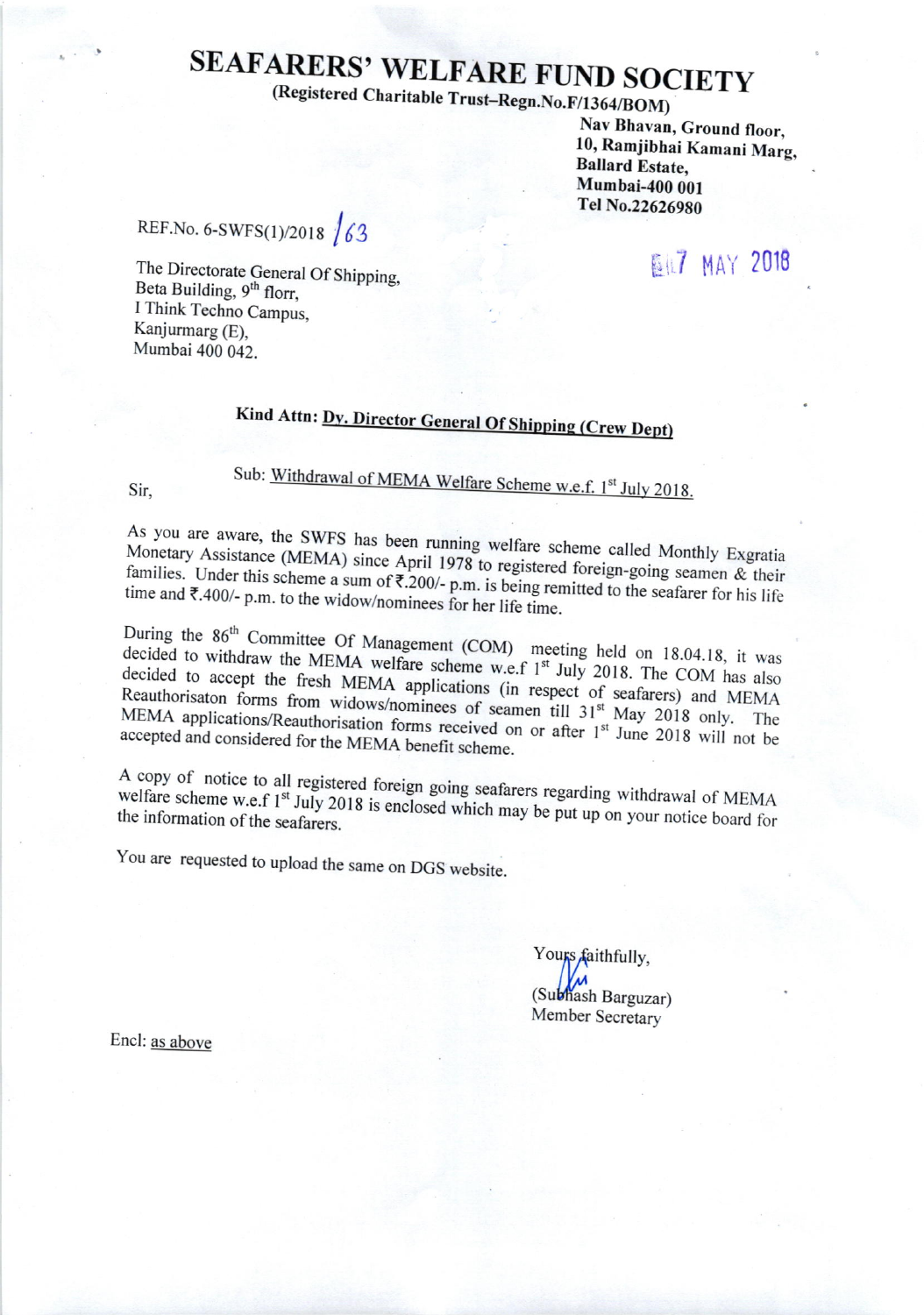# SEAFARERS' WELFARE FUND SOCIETY

**(Registered Charitable Trust–Regn.No.F/1364/BOM)**

**Nav Bhavan, Ground floor,**
**10, Ramjibhai Kamani Marg,**
**Ballard Estate,**
**Mumbai-400 001**
**Tel No.22626980**

REF.No. 6-SWFS(1)/2018 /63

17 MAY 2018

The Directorate General Of Shipping,
Beta Building, 9th florr,
I Think Techno Campus,
Kanjurmarg (E),
Mumbai 400 042.

**Kind Attn: Dy. Director General Of Shipping (Crew Dept)**

Sub: Withdrawal of MEMA Welfare Scheme w.e.f. 1st July 2018.

Sir,

As you are aware, the SWFS has been running welfare scheme called Monthly Exgratia Monetary Assistance (MEMA) since April 1978 to registered foreign-going seamen & their families. Under this scheme a sum of ₹.200/- p.m. is being remitted to the seafarer for his life time and ₹.400/- p.m. to the widow/nominees for her life time.

During the 86th Committee Of Management (COM) meeting held on 18.04.18, it was decided to withdraw the MEMA welfare scheme w.e.f 1st July 2018. The COM has also decided to accept the fresh MEMA applications (in respect of seafarers) and MEMA Reauthorisaton forms from widows/nominees of seamen till 31st May 2018 only. The MEMA applications/Reauthorisation forms received on or after 1st June 2018 will not be accepted and considered for the MEMA benefit scheme.

A copy of notice to all registered foreign going seafarers regarding withdrawal of MEMA welfare scheme w.e.f 1st July 2018 is enclosed which may be put up on your notice board for the information of the seafarers.

You are requested to upload the same on DGS website.

Yours faithfully,

(Subhash Barguzar)
Member Secretary

Encl: as above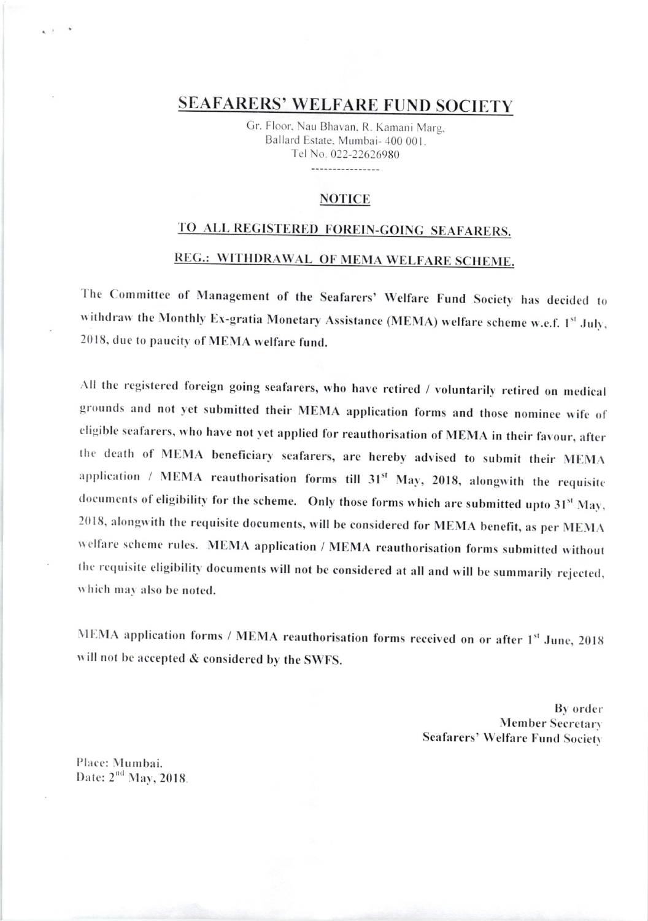# SEAFARERS' WELFARE FUND SOCIETY

Gr. Floor, Nau Bhavan, R. Kamani Marg,
Ballard Estate, Mumbai- 400 001.
Tel No. 022-22626980

----------------

## NOTICE

### TO ALL REGISTERED FOREIN-GOING SEAFARERS.

### REG.: WITHDRAWAL OF MEMA WELFARE SCHEME.

**The Committee of Management of the Seafarers' Welfare Fund Society has decided to withdraw the Monthly Ex-gratia Monetary Assistance (MEMA) welfare scheme w.e.f. 1st July, 2018, due to paucity of MEMA welfare fund.**

**All the registered foreign going seafarers, who have retired / voluntarily retired on medical grounds and not yet submitted their MEMA application forms and those nominee wife of eligible seafarers, who have not yet applied for reauthorisation of MEMA in their favour, after the death of MEMA beneficiary seafarers, are hereby advised to submit their MEMA application / MEMA reauthorisation forms till 31st May, 2018, alongwith the requisite documents of eligibility for the scheme. Only those forms which are submitted upto 31st May, 2018, alongwith the requisite documents, will be considered for MEMA benefit, as per MEMA welfare scheme rules. MEMA application / MEMA reauthorisation forms submitted without the requisite eligibility documents will not be considered at all and will be summarily rejected, which may also be noted.**

**MEMA application forms / MEMA reauthorisation forms received on or after 1st June, 2018 will not be accepted & considered by the SWFS.**

**By order**
**Member Secretary**
**Seafarers' Welfare Fund Society**

**Place: Mumbai.**
**Date: 2nd May, 2018.**